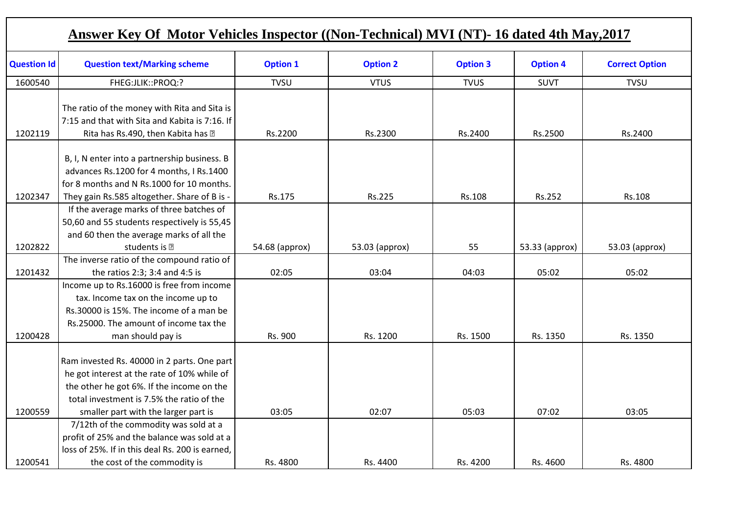# Answer Key Of Motor Vehicles Inspector ((Non-Technical) MVI (NT)- 16 dated 4th May,2017

| Question Id | Question text/Marking scheme | Option 1 | Option 2 | Option 3 | Option 4 | Correct Option |
|---|---|---|---|---|---|---|
| 1600540 | FHEG:JLIK::PROQ:? | TVSU | VTUS | TVUS | SUVT | TVSU |
| 1202119 | The ratio of the money with Rita and Sita is 7:15 and that with Sita and Kabita is 7:16. If Rita has Rs.490, then Kabita has ? | Rs.2200 | Rs.2300 | Rs.2400 | Rs.2500 | Rs.2400 |
| 1202347 | B, I, N enter into a partnership business. B advances Rs.1200 for 4 months, I Rs.1400 for 8 months and N Rs.1000 for 10 months. They gain Rs.585 altogether. Share of B is - | Rs.175 | Rs.225 | Rs.108 | Rs.252 | Rs.108 |
| 1202822 | If the average marks of three batches of 50,60 and 55 students respectively is 55,45 and 60 then the average marks of all the students is ? | 54.68 (approx) | 53.03 (approx) | 55 | 53.33 (approx) | 53.03 (approx) |
| 1201432 | The inverse ratio of the compound ratio of the ratios 2:3; 3:4 and 4:5 is | 02:05 | 03:04 | 04:03 | 05:02 | 05:02 |
| 1200428 | Income up to Rs.16000 is free from income tax. Income tax on the income up to Rs.30000 is 15%. The income of a man be Rs.25000. The amount of income tax the man should pay is | Rs. 900 | Rs. 1200 | Rs. 1500 | Rs. 1350 | Rs. 1350 |
| 1200559 | Ram invested Rs. 40000 in 2 parts. One part he got interest at the rate of 10% while of the other he got 6%. If the income on the total investment is 7.5% the ratio of the smaller part with the larger part is | 03:05 | 02:07 | 05:03 | 07:02 | 03:05 |
| 1200541 | 7/12th of the commodity was sold at a profit of 25% and the balance was sold at a loss of 25%. If in this deal Rs. 200 is earned, the cost of the commodity is | Rs. 4800 | Rs. 4400 | Rs. 4200 | Rs. 4600 | Rs. 4800 |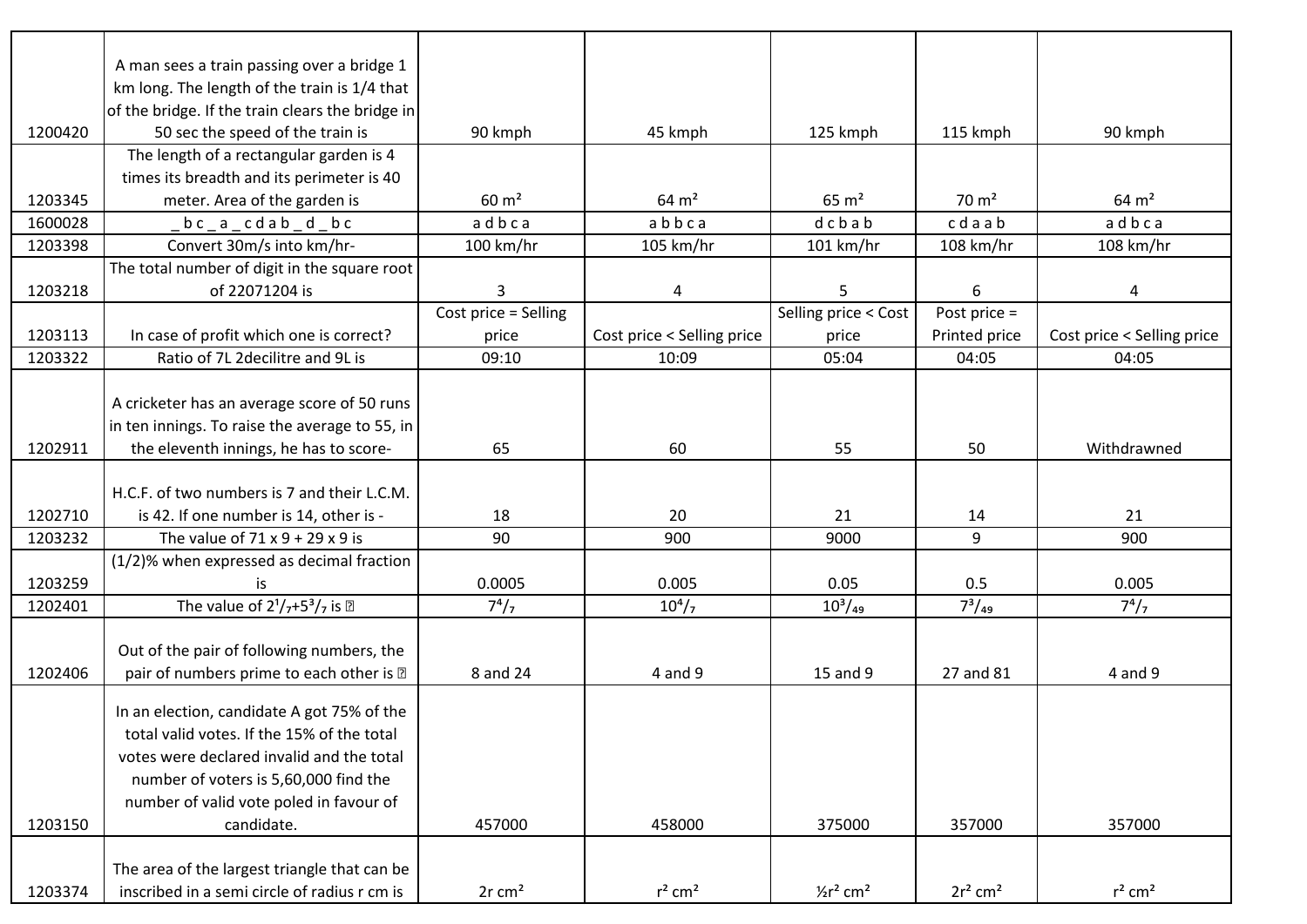| | | | | | | |
|---|---|---|---|---|---|---|
| 1200420 | A man sees a train passing over a bridge 1 km long. The length of the train is 1/4 that of the bridge. If the train clears the bridge in 50 sec the speed of the train is | 90 kmph | 45 kmph | 125 kmph | 115 kmph | 90 kmph |
| 1203345 | The length of a rectangular garden is 4 times its breadth and its perimeter is 40 meter. Area of the garden is | 60 m² | 64 m² | 65 m² | 70 m² | 64 m² |
| 1600028 | _ b c _ a _ c d a b _ d _ b c | a d b c a | a b b c a | d c b a b | c d a a b | a d b c a |
| 1203398 | Convert 30m/s into km/hr- | 100 km/hr | 105 km/hr | 101 km/hr | 108 km/hr | 108 km/hr |
| 1203218 | The total number of digit in the square root of 22071204 is | 3 | 4 | 5 | 6 | 4 |
| 1203113 | In case of profit which one is correct? | Cost price = Selling price | Cost price < Selling price | Selling price < Cost price | Post price = Printed price | Cost price < Selling price |
| 1203322 | Ratio of 7L 2decilitre and 9L is | 09:10 | 10:09 | 05:04 | 04:05 | 04:05 |
| 1202911 | A cricketer has an average score of 50 runs in ten innings. To raise the average to 55, in the eleventh innings, he has to score- | 65 | 60 | 55 | 50 | Withdrawned |
| 1202710 | H.C.F. of two numbers is 7 and their L.C.M. is 42. If one number is 14, other is - | 18 | 20 | 21 | 14 | 21 |
| 1203232 | The value of 71 x 9 + 29 x 9 is | 90 | 900 | 9000 | 9 | 900 |
| 1203259 | (1/2)% when expressed as decimal fraction is | 0.0005 | 0.005 | 0.05 | 0.5 | 0.005 |
| 1202401 | The value of $2^1/_7+5^3/_7$ is ? | $7^4/_7$ | $10^4/_7$ | $10^3/_{49}$ | $7^3/_{49}$ | $7^4/_7$ |
| 1202406 | Out of the pair of following numbers, the pair of numbers prime to each other is ? | 8 and 24 | 4 and 9 | 15 and 9 | 27 and 81 | 4 and 9 |
| 1203150 | In an election, candidate A got 75% of the total valid votes. If the 15% of the total votes were declared invalid and the total number of voters is 5,60,000 find the number of valid vote poled in favour of candidate. | 457000 | 458000 | 375000 | 357000 | 357000 |
| 1203374 | The area of the largest triangle that can be inscribed in a semi circle of radius r cm is | 2r cm² | r² cm² | ½r² cm² | 2r² cm² | r² cm² |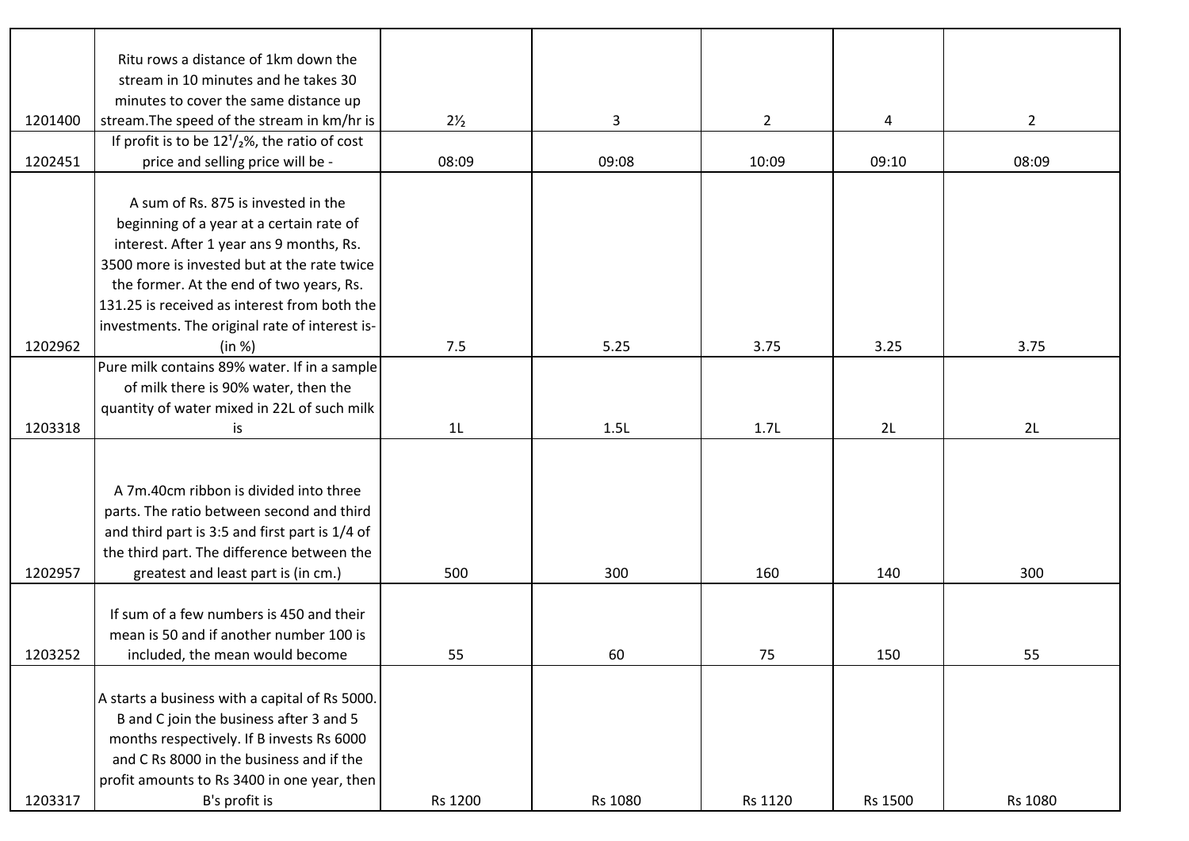| | | | | | | |
|---|---|---|---|---|---|---|
| 1201400 | Ritu rows a distance of 1km down the stream in 10 minutes and he takes 30 minutes to cover the same distance up stream.The speed of the stream in km/hr is | 2½ | 3 | 2 | 4 | 2 |
| 1202451 | If profit is to be $12^1/_2$%, the ratio of cost price and selling price will be - | 08:09 | 09:08 | 10:09 | 09:10 | 08:09 |
| 1202962 | A sum of Rs. 875 is invested in the beginning of a year at a certain rate of interest. After 1 year ans 9 months, Rs. 3500 more is invested but at the rate twice the former. At the end of two years, Rs. 131.25 is received as interest from both the investments. The original rate of interest is- (in %) | 7.5 | 5.25 | 3.75 | 3.25 | 3.75 |
| 1203318 | Pure milk contains 89% water. If in a sample of milk there is 90% water, then the quantity of water mixed in 22L of such milk is | 1L | 1.5L | 1.7L | 2L | 2L |
| 1202957 | A 7m.40cm ribbon is divided into three parts. The ratio between second and third and third part is 3:5 and first part is 1/4 of the third part. The difference between the greatest and least part is (in cm.) | 500 | 300 | 160 | 140 | 300 |
| 1203252 | If sum of a few numbers is 450 and their mean is 50 and if another number 100 is included, the mean would become | 55 | 60 | 75 | 150 | 55 |
| 1203317 | A starts a business with a capital of Rs 5000. B and C join the business after 3 and 5 months respectively. If B invests Rs 6000 and C Rs 8000 in the business and if the profit amounts to Rs 3400 in one year, then B's profit is | Rs 1200 | Rs 1080 | Rs 1120 | Rs 1500 | Rs 1080 |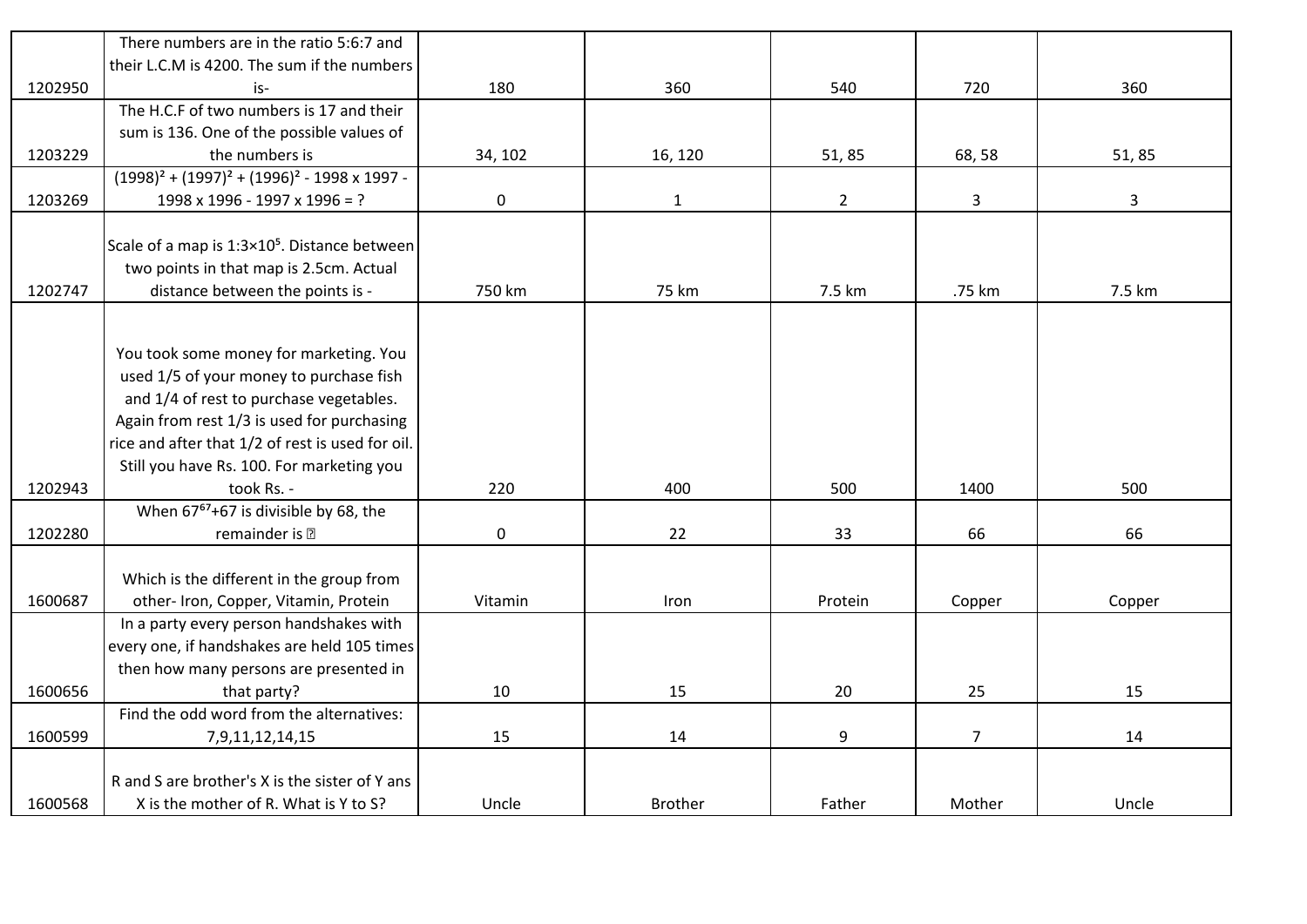| | | | | | | |
|---|---|---|---|---|---|---|
| 1202950 | There numbers are in the ratio 5:6:7 and their L.C.M is 4200. The sum if the numbers is- | 180 | 360 | 540 | 720 | 360 |
| 1203229 | The H.C.F of two numbers is 17 and their sum is 136. One of the possible values of the numbers is | 34, 102 | 16, 120 | 51, 85 | 68, 58 | 51, 85 |
| 1203269 | $(1998)^2 + (1997)^2 + (1996)^2 - 1998 \times 1997 - 1998 \times 1996 - 1997 \times 1996 = ?$ | 0 | 1 | 2 | 3 | 3 |
| 1202747 | Scale of a map is $1:3\times10^5$. Distance between two points in that map is 2.5cm. Actual distance between the points is - | 750 km | 75 km | 7.5 km | .75 km | 7.5 km |
| 1202943 | You took some money for marketing. You used 1/5 of your money to purchase fish and 1/4 of rest to purchase vegetables. Again from rest 1/3 is used for purchasing rice and after that 1/2 of rest is used for oil. Still you have Rs. 100. For marketing you took Rs. - | 220 | 400 | 500 | 1400 | 500 |
| 1202280 | When $67^{67}+67$ is divisible by 68, the remainder is ? | 0 | 22 | 33 | 66 | 66 |
| 1600687 | Which is the different in the group from other- Iron, Copper, Vitamin, Protein | Vitamin | Iron | Protein | Copper | Copper |
| 1600656 | In a party every person handshakes with every one, if handshakes are held 105 times then how many persons are presented in that party? | 10 | 15 | 20 | 25 | 15 |
| 1600599 | Find the odd word from the alternatives: 7,9,11,12,14,15 | 15 | 14 | 9 | 7 | 14 |
| 1600568 | R and S are brother's X is the sister of Y ans X is the mother of R. What is Y to S? | Uncle | Brother | Father | Mother | Uncle |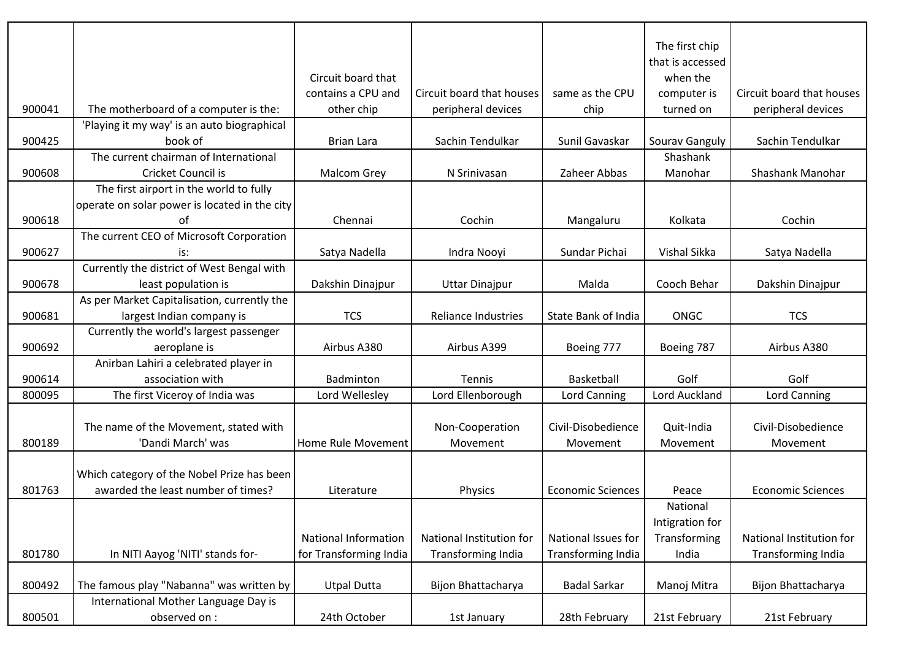| | | | | | | |
|---|---|---|---|---|---|---|
| 900041 | The motherboard of a computer is the: | Circuit board that contains a CPU and other chip | Circuit board that houses peripheral devices | same as the CPU chip | The first chip that is accessed when the computer is turned on | Circuit board that houses peripheral devices |
| 900425 | 'Playing it my way' is an auto biographical book of | Brian Lara | Sachin Tendulkar | Sunil Gavaskar | Sourav Ganguly | Sachin Tendulkar |
| 900608 | The current chairman of International Cricket Council is | Malcom Grey | N Srinivasan | Zaheer Abbas | Shashank Manohar | Shashank Manohar |
| 900618 | The first airport in the world to fully operate on solar power is located in the city of | Chennai | Cochin | Mangaluru | Kolkata | Cochin |
| 900627 | The current CEO of Microsoft Corporation is: | Satya Nadella | Indra Nooyi | Sundar Pichai | Vishal Sikka | Satya Nadella |
| 900678 | Currently the district of West Bengal with least population is | Dakshin Dinajpur | Uttar Dinajpur | Malda | Cooch Behar | Dakshin Dinajpur |
| 900681 | As per Market Capitalisation, currently the largest Indian company is | TCS | Reliance Industries | State Bank of India | ONGC | TCS |
| 900692 | Currently the world's largest passenger aeroplane is | Airbus A380 | Airbus A399 | Boeing 777 | Boeing 787 | Airbus A380 |
| 900614 | Anirban Lahiri a celebrated player in association with | Badminton | Tennis | Basketball | Golf | Golf |
| 800095 | The first Viceroy of India was | Lord Wellesley | Lord Ellenborough | Lord Canning | Lord Auckland | Lord Canning |
| 800189 | The name of the Movement, stated with 'Dandi March' was | Home Rule Movement | Non-Cooperation Movement | Civil-Disobedience Movement | Quit-India Movement | Civil-Disobedience Movement |
| 801763 | Which category of the Nobel Prize has been awarded the least number of times? | Literature | Physics | Economic Sciences | Peace | Economic Sciences |
| 801780 | In NITI Aayog 'NITI' stands for- | National Information for Transforming India | National Institution for Transforming India | National Issues for Transforming India | National Intigration for Transforming India | National Institution for Transforming India |
| 800492 | The famous play "Nabanna" was written by | Utpal Dutta | Bijon Bhattacharya | Badal Sarkar | Manoj Mitra | Bijon Bhattacharya |
| 800501 | International Mother Language Day is observed on : | 24th October | 1st January | 28th February | 21st February | 21st February |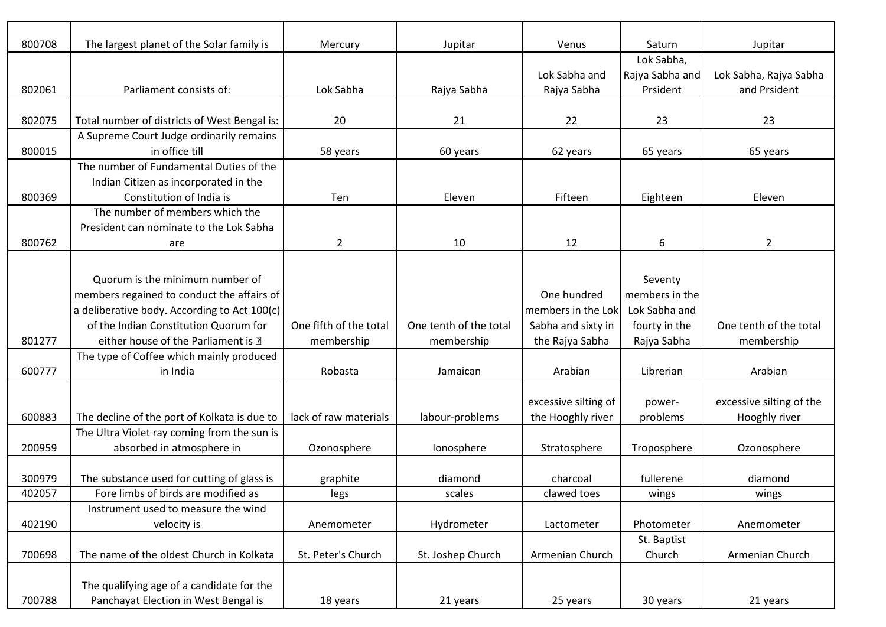| | | | | | | |
|---|---|---|---|---|---|---|
| 800708 | The largest planet of the Solar family is | Mercury | Jupitar | Venus | Saturn | Jupitar |
| 802061 | Parliament consists of: | Lok Sabha | Rajya Sabha | Lok Sabha and Rajya Sabha | Lok Sabha, Rajya Sabha and Prsident | Lok Sabha, Rajya Sabha and Prsident |
| 802075 | Total number of districts of West Bengal is: | 20 | 21 | 22 | 23 | 23 |
| 800015 | A Supreme Court Judge ordinarily remains in office till | 58 years | 60 years | 62 years | 65 years | 65 years |
| 800369 | The number of Fundamental Duties of the Indian Citizen as incorporated in the Constitution of India is | Ten | Eleven | Fifteen | Eighteen | Eleven |
| 800762 | The number of members which the President can nominate to the Lok Sabha are | 2 | 10 | 12 | 6 | 2 |
| 801277 | Quorum is the minimum number of members regained to conduct the affairs of a deliberative body. According to Act 100(c) of the Indian Constitution Quorum for either house of the Parliament is � | One fifth of the total membership | One tenth of the total membership | One hundred members in the Lok Sabha and sixty in the Rajya Sabha | Seventy members in the Lok Sabha and fourty in the Rajya Sabha | One tenth of the total membership |
| 600777 | The type of Coffee which mainly produced in India | Robasta | Jamaican | Arabian | Librerian | Arabian |
| 600883 | The decline of the port of Kolkata is due to | lack of raw materials | labour-problems | excessive silting of the Hooghly river | power-problems | excessive silting of the Hooghly river |
| 200959 | The Ultra Violet ray coming from the sun is absorbed in atmosphere in | Ozonosphere | Ionosphere | Stratosphere | Troposphere | Ozonosphere |
| 300979 | The substance used for cutting of glass is | graphite | diamond | charcoal | fullerene | diamond |
| 402057 | Fore limbs of birds are modified as | legs | scales | clawed toes | wings | wings |
| 402190 | Instrument used to measure the wind velocity is | Anemometer | Hydrometer | Lactometer | Photometer | Anemometer |
| 700698 | The name of the oldest Church in Kolkata | St. Peter's Church | St. Joshep Church | Armenian Church | St. Baptist Church | Armenian Church |
| 700788 | The qualifying age of a candidate for the Panchayat Election in West Bengal is | 18 years | 21 years | 25 years | 30 years | 21 years |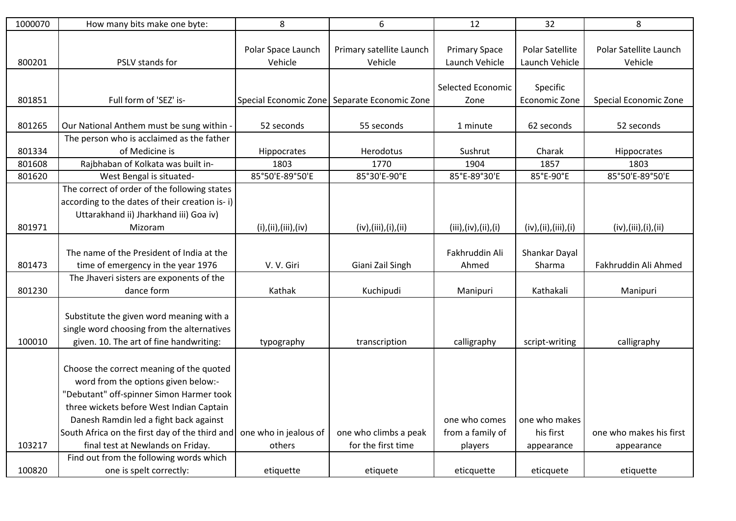| 1000070 | How many bits make one byte: | 8 | 6 | 12 | 32 | 8 |
|---|---|---|---|---|---|---|
| 800201 | PSLV stands for | Polar Space Launch Vehicle | Primary satellite Launch Vehicle | Primary Space Launch Vehicle | Polar Satellite Launch Vehicle | Polar Satellite Launch Vehicle |
| 801851 | Full form of 'SEZ' is- | Special Economic Zone | Separate Economic Zone | Selected Economic Zone | Specific Economic Zone | Special Economic Zone |
| 801265 | Our National Anthem must be sung within - | 52 seconds | 55 seconds | 1 minute | 62 seconds | 52 seconds |
| 801334 | The person who is acclaimed as the father of Medicine is | Hippocrates | Herodotus | Sushrut | Charak | Hippocrates |
| 801608 | Rajbhaban of Kolkata was built in- | 1803 | 1770 | 1904 | 1857 | 1803 |
| 801620 | West Bengal is situated- | 85°50'E-89°50'E | 85°30'E-90°E | 85°E-89°30'E | 85°E-90°E | 85°50'E-89°50'E |
| 801971 | The correct of order of the following states according to the dates of their creation is- i) Uttarakhand ii) Jharkhand iii) Goa iv) Mizoram | (i),(ii),(iii),(iv) | (iv),(iii),(i),(ii) | (iii),(iv),(ii),(i) | (iv),(ii),(iii),(i) | (iv),(iii),(i),(ii) |
| 801473 | The name of the President of India at the time of emergency in the year 1976 | V. V. Giri | Giani Zail Singh | Fakhruddin Ali Ahmed | Shankar Dayal Sharma | Fakhruddin Ali Ahmed |
| 801230 | The Jhaveri sisters are exponents of the dance form | Kathak | Kuchipudi | Manipuri | Kathakali | Manipuri |
| 100010 | Substitute the given word meaning with a single word choosing from the alternatives given. 10. The art of fine handwriting: | typography | transcription | calligraphy | script-writing | calligraphy |
| 103217 | Choose the correct meaning of the quoted word from the options given below:- "Debutant" off-spinner Simon Harmer took three wickets before West Indian Captain Danesh Ramdin led a fight back against South Africa on the first day of the third and final test at Newlands on Friday. | one who in jealous of others | one who climbs a peak for the first time | one who comes from a family of players | one who makes his first appearance | one who makes his first appearance |
| 100820 | Find out from the following words which one is spelt correctly: | etiquette | etiquete | eticquette | eticquete | etiquette |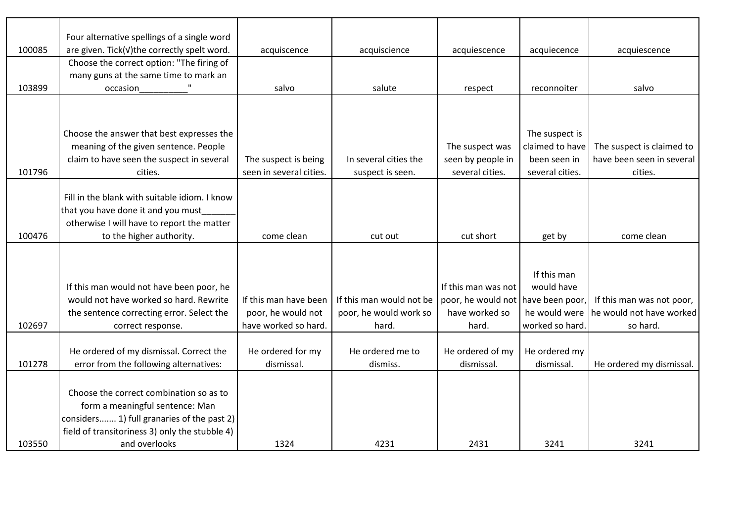| | | | | | | |
|---|---|---|---|---|---|---|
| 100085 | Four alternative spellings of a single word are given. Tick(√)the correctly spelt word. | acquiscence | acquiscience | acquiescence | acquiecence | acquiescence |
| 103899 | Choose the correct option: "The firing of many guns at the same time to mark an occasion__________" | salvo | salute | respect | reconnoiter | salvo |
| 101796 | Choose the answer that best expresses the meaning of the given sentence. People claim to have seen the suspect in several cities. | The suspect is being seen in several cities. | In several cities the suspect is seen. | The suspect was seen by people in several cities. | The suspect is claimed to have been seen in several cities. | The suspect is claimed to have been seen in several cities. |
| 100476 | Fill in the blank with suitable idiom. I know that you have done it and you must_______ otherwise I will have to report the matter to the higher authority. | come clean | cut out | cut short | get by | come clean |
| 102697 | If this man would not have been poor, he would not have worked so hard. Rewrite the sentence correcting error. Select the correct response. | If this man have been poor, he would not have worked so hard. | If this man would not be poor, he would work so hard. | If this man was not poor, he would not have worked so hard. | If this man would have have been poor, he would were worked so hard. | If this man was not poor, he would not have worked so hard. |
| 101278 | He ordered of my dismissal. Correct the error from the following alternatives: | He ordered for my dismissal. | He ordered me to dismiss. | He ordered of my dismissal. | He ordered my dismissal. | He ordered my dismissal. |
| 103550 | Choose the correct combination so as to form a meaningful sentence: Man considers....... 1) full granaries of the past 2) field of transitoriness 3) only the stubble 4) and overlooks | 1324 | 4231 | 2431 | 3241 | 3241 |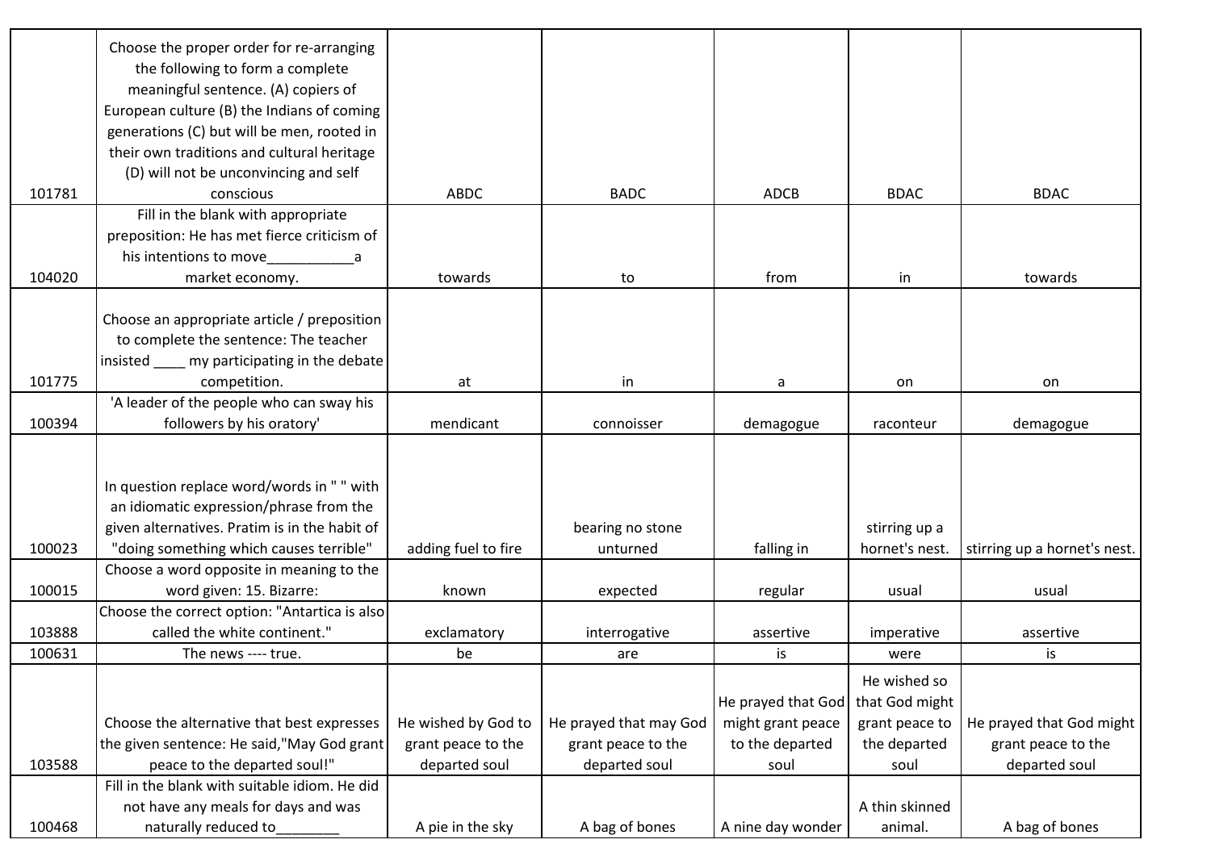| | | | | | | |
|---|---|---|---|---|---|---|
| 101781 | Choose the proper order for re-arranging the following to form a complete meaningful sentence. (A) copiers of European culture (B) the Indians of coming generations (C) but will be men, rooted in their own traditions and cultural heritage (D) will not be unconvincing and self conscious | ABDC | BADC | ADCB | BDAC | BDAC |
| 104020 | Fill in the blank with appropriate preposition: He has met fierce criticism of his intentions to move___________a market economy. | towards | to | from | in | towards |
| 101775 | Choose an appropriate article / preposition to complete the sentence: The teacher insisted ____ my participating in the debate competition. | at | in | a | on | on |
| 100394 | 'A leader of the people who can sway his followers by his oratory' | mendicant | connoisser | demagogue | raconteur | demagogue |
| 100023 | In question replace word/words in " " with an idiomatic expression/phrase from the given alternatives. Pratim is in the habit of "doing something which causes terrible" | adding fuel to fire | bearing no stone unturned | falling in | stirring up a hornet's nest. | stirring up a hornet's nest. |
| 100015 | Choose a word opposite in meaning to the word given: 15. Bizarre: | known | expected | regular | usual | usual |
| 103888 | Choose the correct option: "Antartica is also called the white continent." | exclamatory | interrogative | assertive | imperative | assertive |
| 100631 | The news ---- true. | be | are | is | were | is |
| 103588 | Choose the alternative that best expresses the given sentence: He said,"May God grant peace to the departed soul!" | He wished by God to grant peace to the departed soul | He prayed that may God grant peace to the departed soul | He prayed that God might grant peace to the departed soul | He wished so that God might grant peace to the departed soul | He prayed that God might grant peace to the departed soul |
| 100468 | Fill in the blank with suitable idiom. He did not have any meals for days and was naturally reduced to________ | A pie in the sky | A bag of bones | A nine day wonder | A thin skinned animal. | A bag of bones |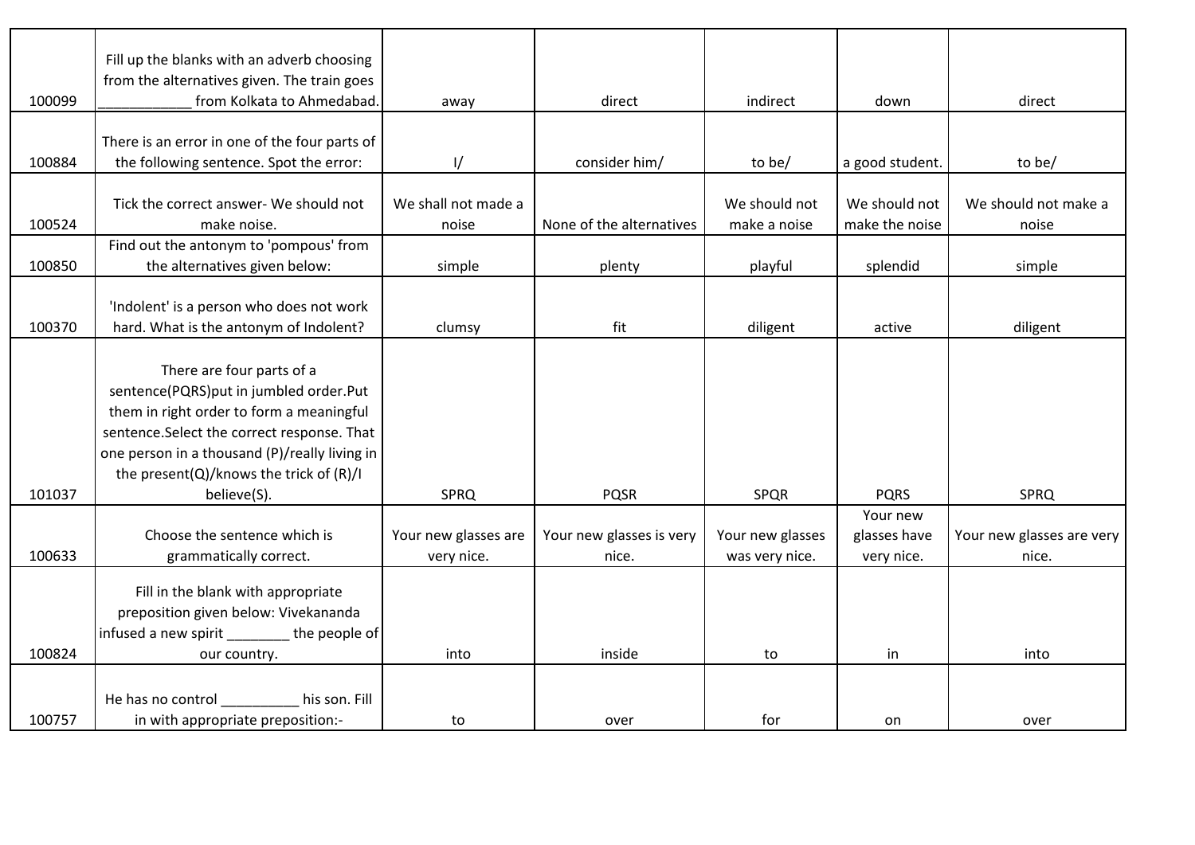| | | | | | | |
|---|---|---|---|---|---|---|
| 100099 | Fill up the blanks with an adverb choosing from the alternatives given. The train goes ___________ from Kolkata to Ahmedabad. | away | direct | indirect | down | direct |
| 100884 | There is an error in one of the four parts of the following sentence. Spot the error: | I/ | consider him/ | to be/ | a good student. | to be/ |
| 100524 | Tick the correct answer- We should not make noise. | We shall not made a noise | None of the alternatives | We should not make a noise | We should not make the noise | We should not make a noise |
| 100850 | Find out the antonym to 'pompous' from the alternatives given below: | simple | plenty | playful | splendid | simple |
| 100370 | 'Indolent' is a person who does not work hard. What is the antonym of Indolent? | clumsy | fit | diligent | active | diligent |
| 101037 | There are four parts of a sentence(PQRS)put in jumbled order.Put them in right order to form a meaningful sentence.Select the correct response. That one person in a thousand (P)/really living in the present(Q)/knows the trick of (R)/I believe(S). | SPRQ | PQSR | SPQR | PQRS | SPRQ |
| 100633 | Choose the sentence which is grammatically correct. | Your new glasses are very nice. | Your new glasses is very nice. | Your new glasses was very nice. | Your new glasses have very nice. | Your new glasses are very nice. |
| 100824 | Fill in the blank with appropriate preposition given below: Vivekananda infused a new spirit ________ the people of our country. | into | inside | to | in | into |
| 100757 | He has no control __________ his son. Fill in with appropriate preposition:- | to | over | for | on | over |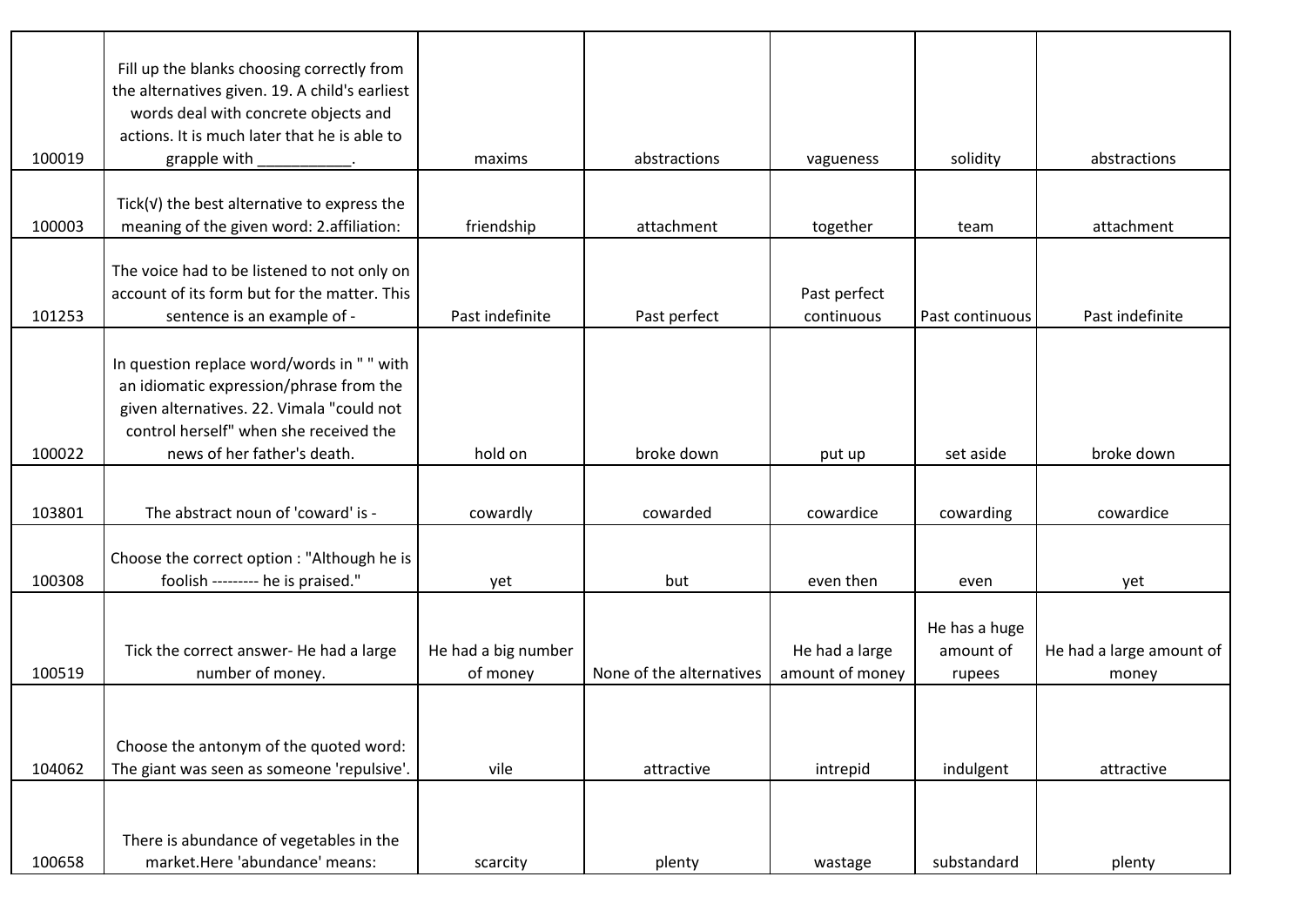| | | | | | | |
|---|---|---|---|---|---|---|
| 100019 | Fill up the blanks choosing correctly from the alternatives given. 19. A child's earliest words deal with concrete objects and actions. It is much later that he is able to grapple with ___________. | maxims | abstractions | vagueness | solidity | abstractions |
| 100003 | Tick(√) the best alternative to express the meaning of the given word: 2.affiliation: | friendship | attachment | together | team | attachment |
| 101253 | The voice had to be listened to not only on account of its form but for the matter. This sentence is an example of - | Past indefinite | Past perfect | Past perfect continuous | Past continuous | Past indefinite |
| 100022 | In question replace word/words in " " with an idiomatic expression/phrase from the given alternatives. 22. Vimala "could not control herself" when she received the news of her father's death. | hold on | broke down | put up | set aside | broke down |
| 103801 | The abstract noun of 'coward' is - | cowardly | cowarded | cowardice | cowarding | cowardice |
| 100308 | Choose the correct option : "Although he is foolish --------- he is praised." | yet | but | even then | even | yet |
| 100519 | Tick the correct answer- He had a large number of money. | He had a big number of money | None of the alternatives | He had a large amount of money | He has a huge amount of rupees | He had a large amount of money |
| 104062 | Choose the antonym of the quoted word: The giant was seen as someone 'repulsive'. | vile | attractive | intrepid | indulgent | attractive |
| 100658 | There is abundance of vegetables in the market.Here 'abundance' means: | scarcity | plenty | wastage | substandard | plenty |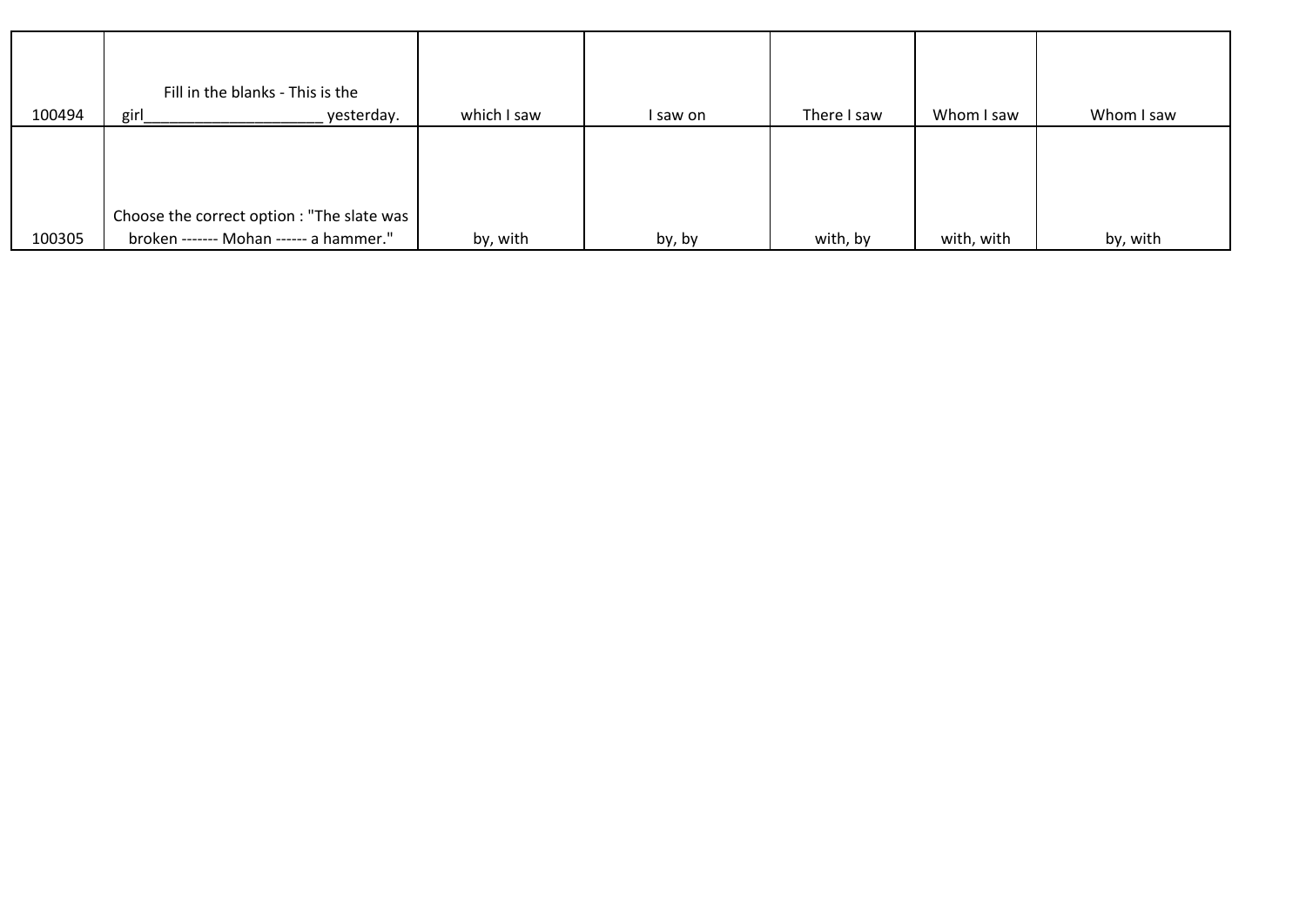| | | | | | | |
|---|---|---|---|---|---|---|
| 100494 | Fill in the blanks - This is the girl_____________________ yesterday. | which I saw | I saw on | There I saw | Whom I saw | Whom I saw |
| 100305 | Choose the correct option : "The slate was broken ------- Mohan ------ a hammer." | by, with | by, by | with, by | with, with | by, with |